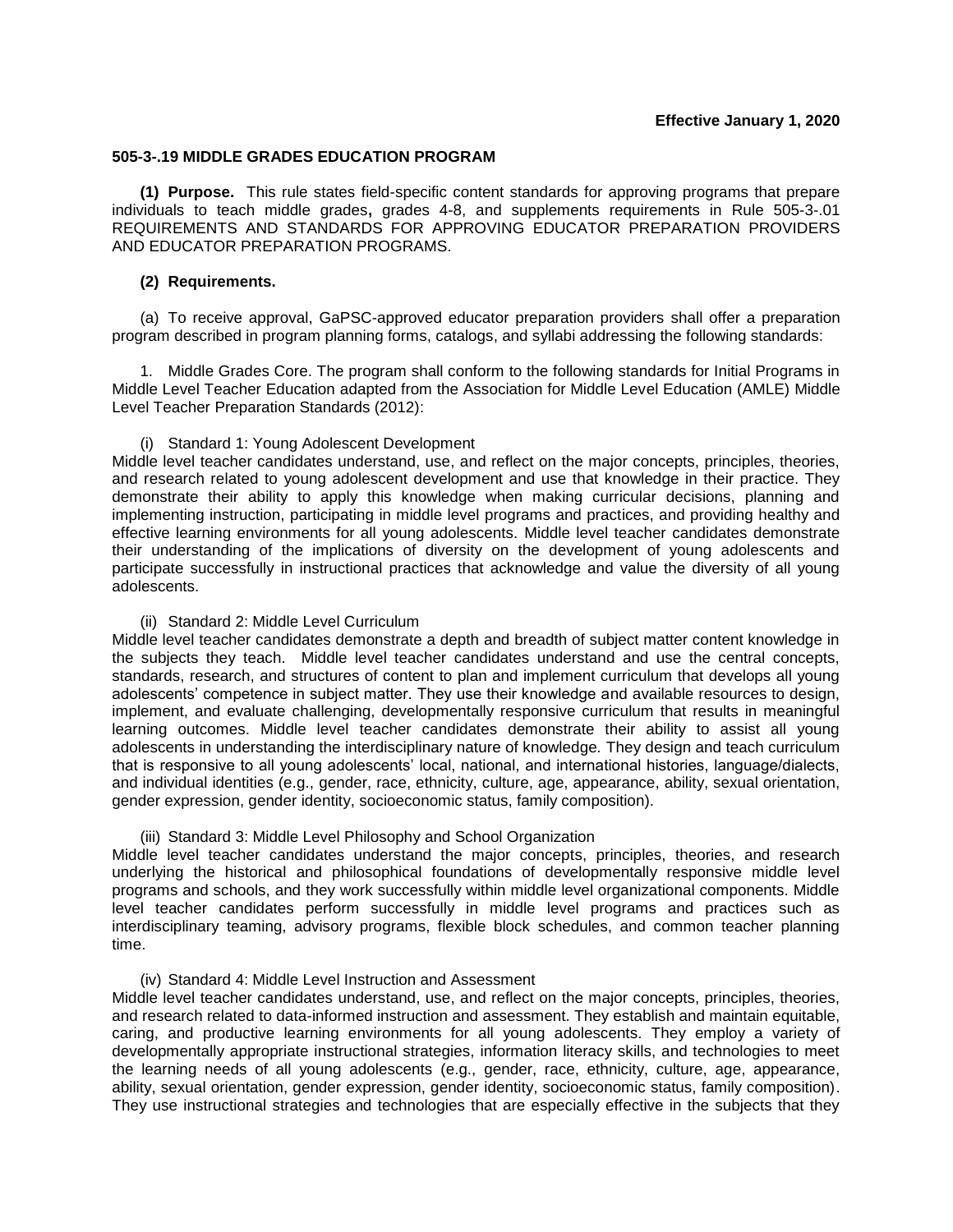**Effective January 1, 2020**

**505-3-.19 MIDDLE GRADES EDUCATION PROGRAM**

**(1) Purpose.** This rule states field-specific content standards for approving programs that prepare individuals to teach middle grades**,** grades 4-8, and supplements requirements in Rule 505-3-.01 REQUIREMENTS AND STANDARDS FOR APPROVING EDUCATOR PREPARATION PROVIDERS AND EDUCATOR PREPARATION PROGRAMS.

**(2) Requirements.**

(a) To receive approval, GaPSC-approved educator preparation providers shall offer a preparation program described in program planning forms, catalogs, and syllabi addressing the following standards:

1. Middle Grades Core. The program shall conform to the following standards for Initial Programs in Middle Level Teacher Education adapted from the Association for Middle Level Education (AMLE) Middle Level Teacher Preparation Standards (2012):

(i) Standard 1: Young Adolescent Development
Middle level teacher candidates understand, use, and reflect on the major concepts, principles, theories, and research related to young adolescent development and use that knowledge in their practice. They demonstrate their ability to apply this knowledge when making curricular decisions, planning and implementing instruction, participating in middle level programs and practices, and providing healthy and effective learning environments for all young adolescents. Middle level teacher candidates demonstrate their understanding of the implications of diversity on the development of young adolescents and participate successfully in instructional practices that acknowledge and value the diversity of all young adolescents.

(ii) Standard 2: Middle Level Curriculum
Middle level teacher candidates demonstrate a depth and breadth of subject matter content knowledge in the subjects they teach. Middle level teacher candidates understand and use the central concepts, standards, research, and structures of content to plan and implement curriculum that develops all young adolescents' competence in subject matter. They use their knowledge and available resources to design, implement, and evaluate challenging, developmentally responsive curriculum that results in meaningful learning outcomes. Middle level teacher candidates demonstrate their ability to assist all young adolescents in understanding the interdisciplinary nature of knowledge. They design and teach curriculum that is responsive to all young adolescents' local, national, and international histories, language/dialects, and individual identities (e.g., gender, race, ethnicity, culture, age, appearance, ability, sexual orientation, gender expression, gender identity, socioeconomic status, family composition).

(iii) Standard 3: Middle Level Philosophy and School Organization
Middle level teacher candidates understand the major concepts, principles, theories, and research underlying the historical and philosophical foundations of developmentally responsive middle level programs and schools, and they work successfully within middle level organizational components. Middle level teacher candidates perform successfully in middle level programs and practices such as interdisciplinary teaming, advisory programs, flexible block schedules, and common teacher planning time.

(iv) Standard 4: Middle Level Instruction and Assessment
Middle level teacher candidates understand, use, and reflect on the major concepts, principles, theories, and research related to data-informed instruction and assessment. They establish and maintain equitable, caring, and productive learning environments for all young adolescents. They employ a variety of developmentally appropriate instructional strategies, information literacy skills, and technologies to meet the learning needs of all young adolescents (e.g., gender, race, ethnicity, culture, age, appearance, ability, sexual orientation, gender expression, gender identity, socioeconomic status, family composition). They use instructional strategies and technologies that are especially effective in the subjects that they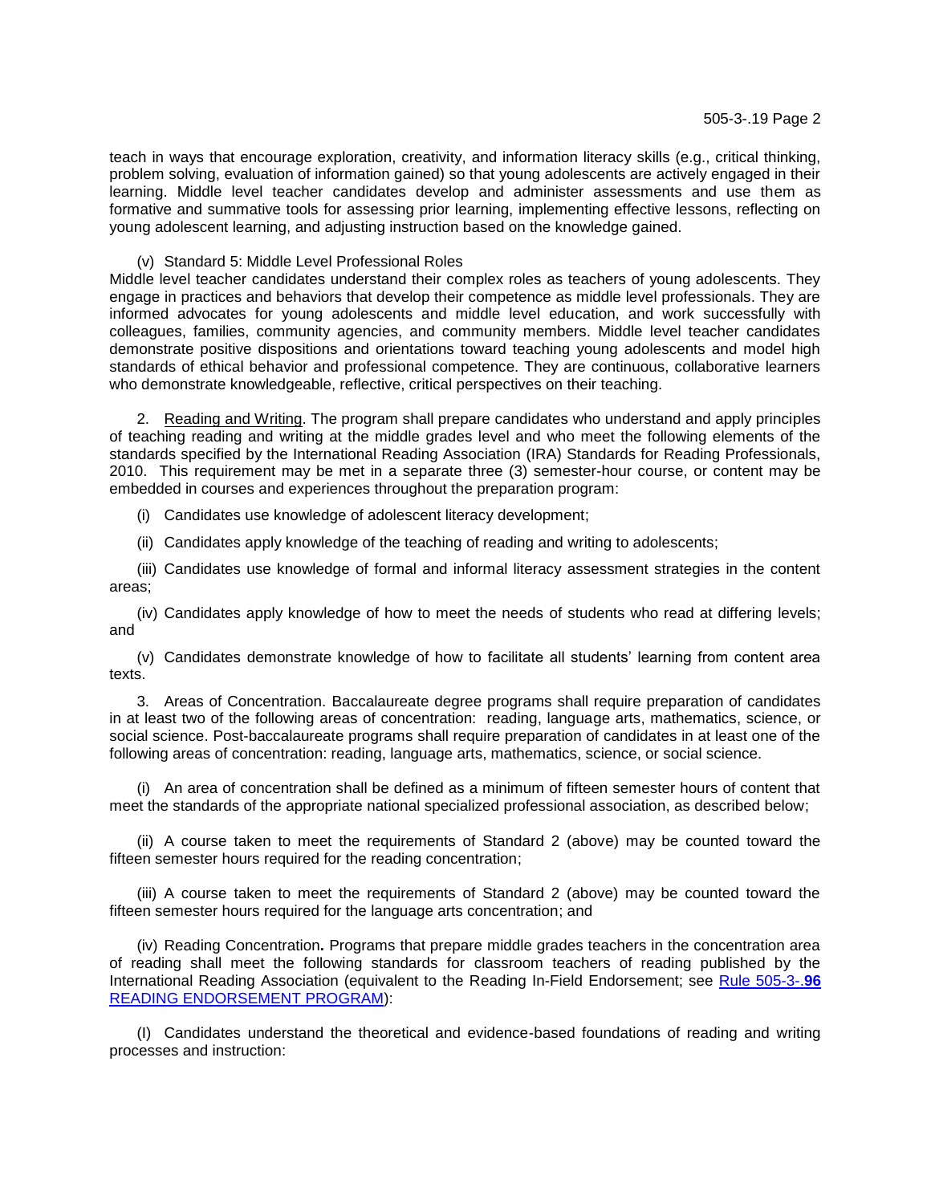teach in ways that encourage exploration, creativity, and information literacy skills (e.g., critical thinking, problem solving, evaluation of information gained) so that young adolescents are actively engaged in their learning. Middle level teacher candidates develop and administer assessments and use them as formative and summative tools for assessing prior learning, implementing effective lessons, reflecting on young adolescent learning, and adjusting instruction based on the knowledge gained.

(v) Standard 5: Middle Level Professional Roles
Middle level teacher candidates understand their complex roles as teachers of young adolescents. They engage in practices and behaviors that develop their competence as middle level professionals. They are informed advocates for young adolescents and middle level education, and work successfully with colleagues, families, community agencies, and community members. Middle level teacher candidates demonstrate positive dispositions and orientations toward teaching young adolescents and model high standards of ethical behavior and professional competence. They are continuous, collaborative learners who demonstrate knowledgeable, reflective, critical perspectives on their teaching.

2. Reading and Writing. The program shall prepare candidates who understand and apply principles of teaching reading and writing at the middle grades level and who meet the following elements of the standards specified by the International Reading Association (IRA) Standards for Reading Professionals, 2010. This requirement may be met in a separate three (3) semester-hour course, or content may be embedded in courses and experiences throughout the preparation program:

(i) Candidates use knowledge of adolescent literacy development;

(ii) Candidates apply knowledge of the teaching of reading and writing to adolescents;

(iii) Candidates use knowledge of formal and informal literacy assessment strategies in the content areas;

(iv) Candidates apply knowledge of how to meet the needs of students who read at differing levels; and

(v) Candidates demonstrate knowledge of how to facilitate all students' learning from content area texts.

3. Areas of Concentration. Baccalaureate degree programs shall require preparation of candidates in at least two of the following areas of concentration: reading, language arts, mathematics, science, or social science. Post-baccalaureate programs shall require preparation of candidates in at least one of the following areas of concentration: reading, language arts, mathematics, science, or social science.

(i) An area of concentration shall be defined as a minimum of fifteen semester hours of content that meet the standards of the appropriate national specialized professional association, as described below;

(ii) A course taken to meet the requirements of Standard 2 (above) may be counted toward the fifteen semester hours required for the reading concentration;

(iii) A course taken to meet the requirements of Standard 2 (above) may be counted toward the fifteen semester hours required for the language arts concentration; and

(iv) Reading Concentration**.** Programs that prepare middle grades teachers in the concentration area of reading shall meet the following standards for classroom teachers of reading published by the International Reading Association (equivalent to the Reading In-Field Endorsement; see Rule 505-3-.**96** READING ENDORSEMENT PROGRAM):

(I) Candidates understand the theoretical and evidence-based foundations of reading and writing processes and instruction: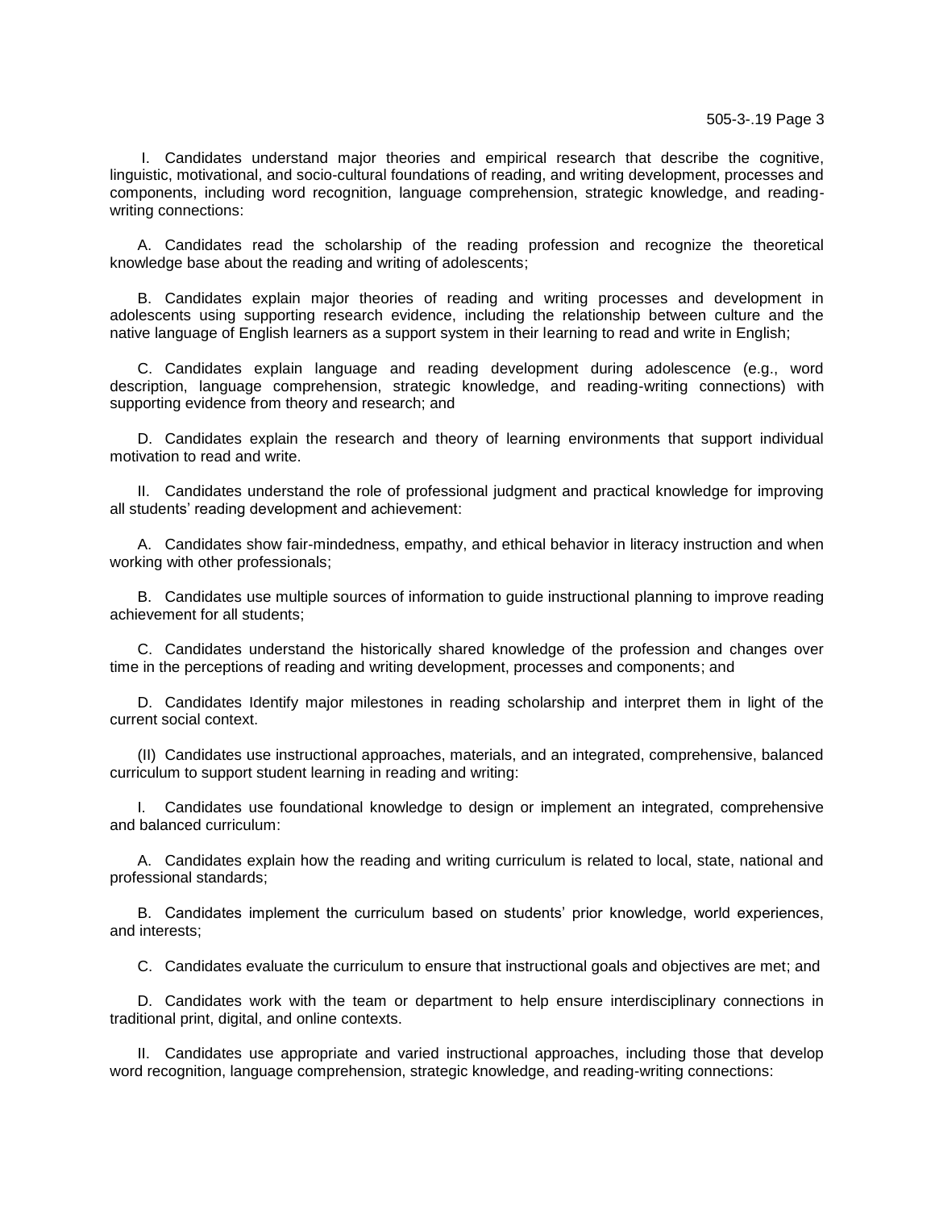I. Candidates understand major theories and empirical research that describe the cognitive, linguistic, motivational, and socio-cultural foundations of reading, and writing development, processes and components, including word recognition, language comprehension, strategic knowledge, and reading-writing connections:

A. Candidates read the scholarship of the reading profession and recognize the theoretical knowledge base about the reading and writing of adolescents;

B. Candidates explain major theories of reading and writing processes and development in adolescents using supporting research evidence, including the relationship between culture and the native language of English learners as a support system in their learning to read and write in English;

C. Candidates explain language and reading development during adolescence (e.g., word description, language comprehension, strategic knowledge, and reading-writing connections) with supporting evidence from theory and research; and

D. Candidates explain the research and theory of learning environments that support individual motivation to read and write.

II. Candidates understand the role of professional judgment and practical knowledge for improving all students' reading development and achievement:

A. Candidates show fair-mindedness, empathy, and ethical behavior in literacy instruction and when working with other professionals;

B. Candidates use multiple sources of information to guide instructional planning to improve reading achievement for all students;

C. Candidates understand the historically shared knowledge of the profession and changes over time in the perceptions of reading and writing development, processes and components; and

D. Candidates Identify major milestones in reading scholarship and interpret them in light of the current social context.

(II) Candidates use instructional approaches, materials, and an integrated, comprehensive, balanced curriculum to support student learning in reading and writing:

I. Candidates use foundational knowledge to design or implement an integrated, comprehensive and balanced curriculum:

A. Candidates explain how the reading and writing curriculum is related to local, state, national and professional standards;

B. Candidates implement the curriculum based on students' prior knowledge, world experiences, and interests;

C. Candidates evaluate the curriculum to ensure that instructional goals and objectives are met; and

D. Candidates work with the team or department to help ensure interdisciplinary connections in traditional print, digital, and online contexts.

II. Candidates use appropriate and varied instructional approaches, including those that develop word recognition, language comprehension, strategic knowledge, and reading-writing connections: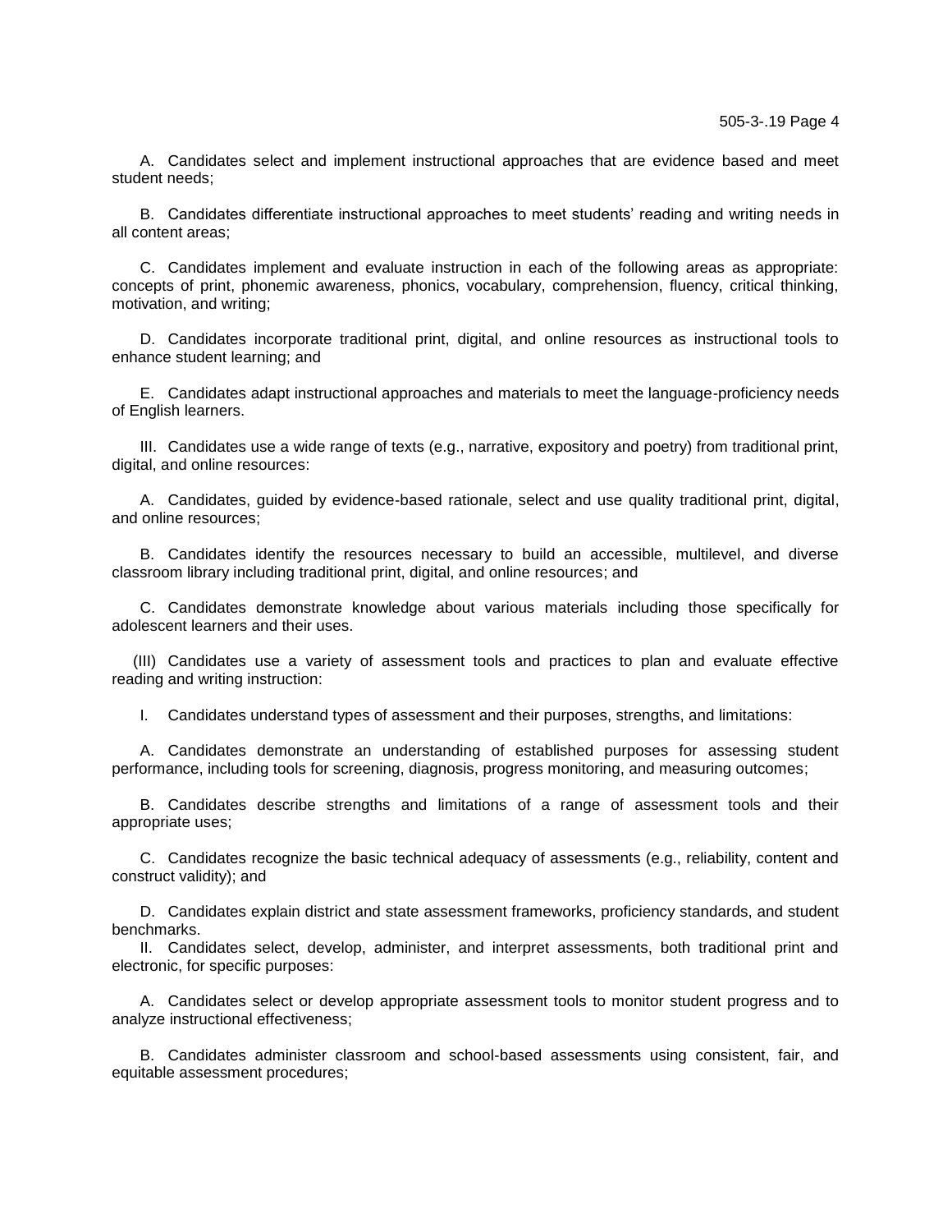A. Candidates select and implement instructional approaches that are evidence based and meet student needs;

B. Candidates differentiate instructional approaches to meet students' reading and writing needs in all content areas;

C. Candidates implement and evaluate instruction in each of the following areas as appropriate: concepts of print, phonemic awareness, phonics, vocabulary, comprehension, fluency, critical thinking, motivation, and writing;

D. Candidates incorporate traditional print, digital, and online resources as instructional tools to enhance student learning; and

E. Candidates adapt instructional approaches and materials to meet the language-proficiency needs of English learners.

III. Candidates use a wide range of texts (e.g., narrative, expository and poetry) from traditional print, digital, and online resources:

A. Candidates, guided by evidence-based rationale, select and use quality traditional print, digital, and online resources;

B. Candidates identify the resources necessary to build an accessible, multilevel, and diverse classroom library including traditional print, digital, and online resources; and

C. Candidates demonstrate knowledge about various materials including those specifically for adolescent learners and their uses.

(III) Candidates use a variety of assessment tools and practices to plan and evaluate effective reading and writing instruction:

I. Candidates understand types of assessment and their purposes, strengths, and limitations:

A. Candidates demonstrate an understanding of established purposes for assessing student performance, including tools for screening, diagnosis, progress monitoring, and measuring outcomes;

B. Candidates describe strengths and limitations of a range of assessment tools and their appropriate uses;

C. Candidates recognize the basic technical adequacy of assessments (e.g., reliability, content and construct validity); and

D. Candidates explain district and state assessment frameworks, proficiency standards, and student benchmarks.

II. Candidates select, develop, administer, and interpret assessments, both traditional print and electronic, for specific purposes:

A. Candidates select or develop appropriate assessment tools to monitor student progress and to analyze instructional effectiveness;

B. Candidates administer classroom and school-based assessments using consistent, fair, and equitable assessment procedures;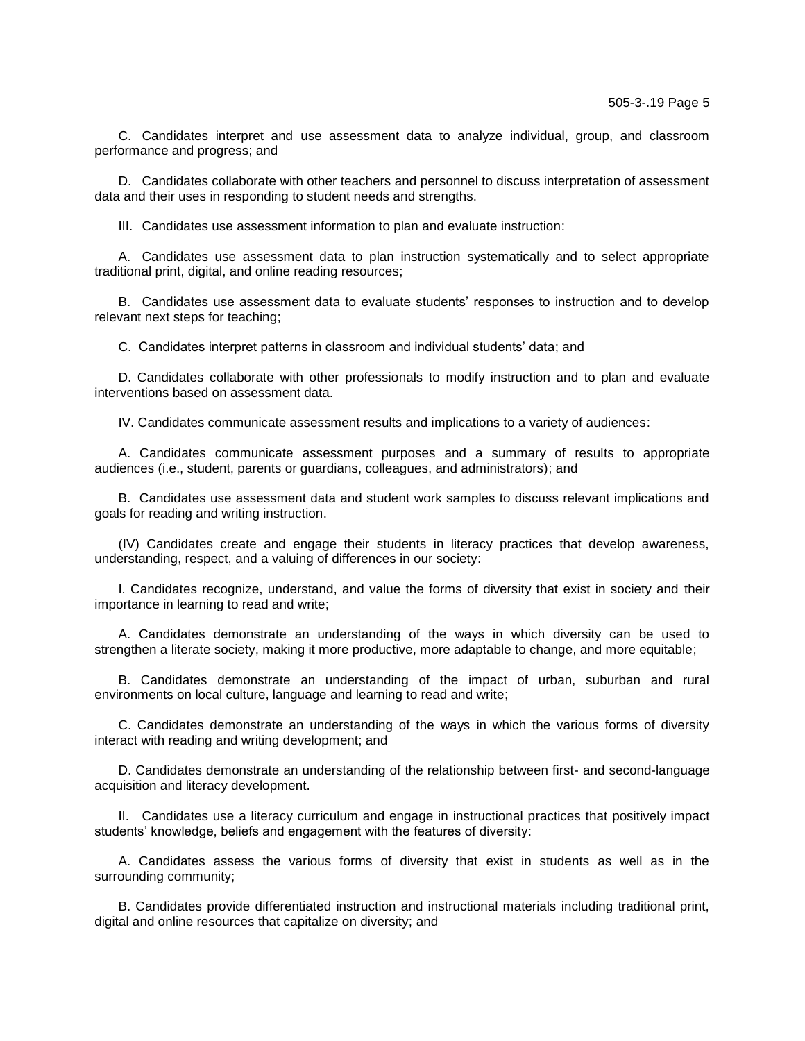C. Candidates interpret and use assessment data to analyze individual, group, and classroom performance and progress; and

D. Candidates collaborate with other teachers and personnel to discuss interpretation of assessment data and their uses in responding to student needs and strengths.

III. Candidates use assessment information to plan and evaluate instruction:

A. Candidates use assessment data to plan instruction systematically and to select appropriate traditional print, digital, and online reading resources;

B. Candidates use assessment data to evaluate students' responses to instruction and to develop relevant next steps for teaching;

C. Candidates interpret patterns in classroom and individual students' data; and

D. Candidates collaborate with other professionals to modify instruction and to plan and evaluate interventions based on assessment data.

IV. Candidates communicate assessment results and implications to a variety of audiences:

A. Candidates communicate assessment purposes and a summary of results to appropriate audiences (i.e., student, parents or guardians, colleagues, and administrators); and

B. Candidates use assessment data and student work samples to discuss relevant implications and goals for reading and writing instruction.

(IV) Candidates create and engage their students in literacy practices that develop awareness, understanding, respect, and a valuing of differences in our society:

I. Candidates recognize, understand, and value the forms of diversity that exist in society and their importance in learning to read and write;

A. Candidates demonstrate an understanding of the ways in which diversity can be used to strengthen a literate society, making it more productive, more adaptable to change, and more equitable;

B. Candidates demonstrate an understanding of the impact of urban, suburban and rural environments on local culture, language and learning to read and write;

C. Candidates demonstrate an understanding of the ways in which the various forms of diversity interact with reading and writing development; and

D. Candidates demonstrate an understanding of the relationship between first- and second-language acquisition and literacy development.

II. Candidates use a literacy curriculum and engage in instructional practices that positively impact students' knowledge, beliefs and engagement with the features of diversity:

A. Candidates assess the various forms of diversity that exist in students as well as in the surrounding community;

B. Candidates provide differentiated instruction and instructional materials including traditional print, digital and online resources that capitalize on diversity; and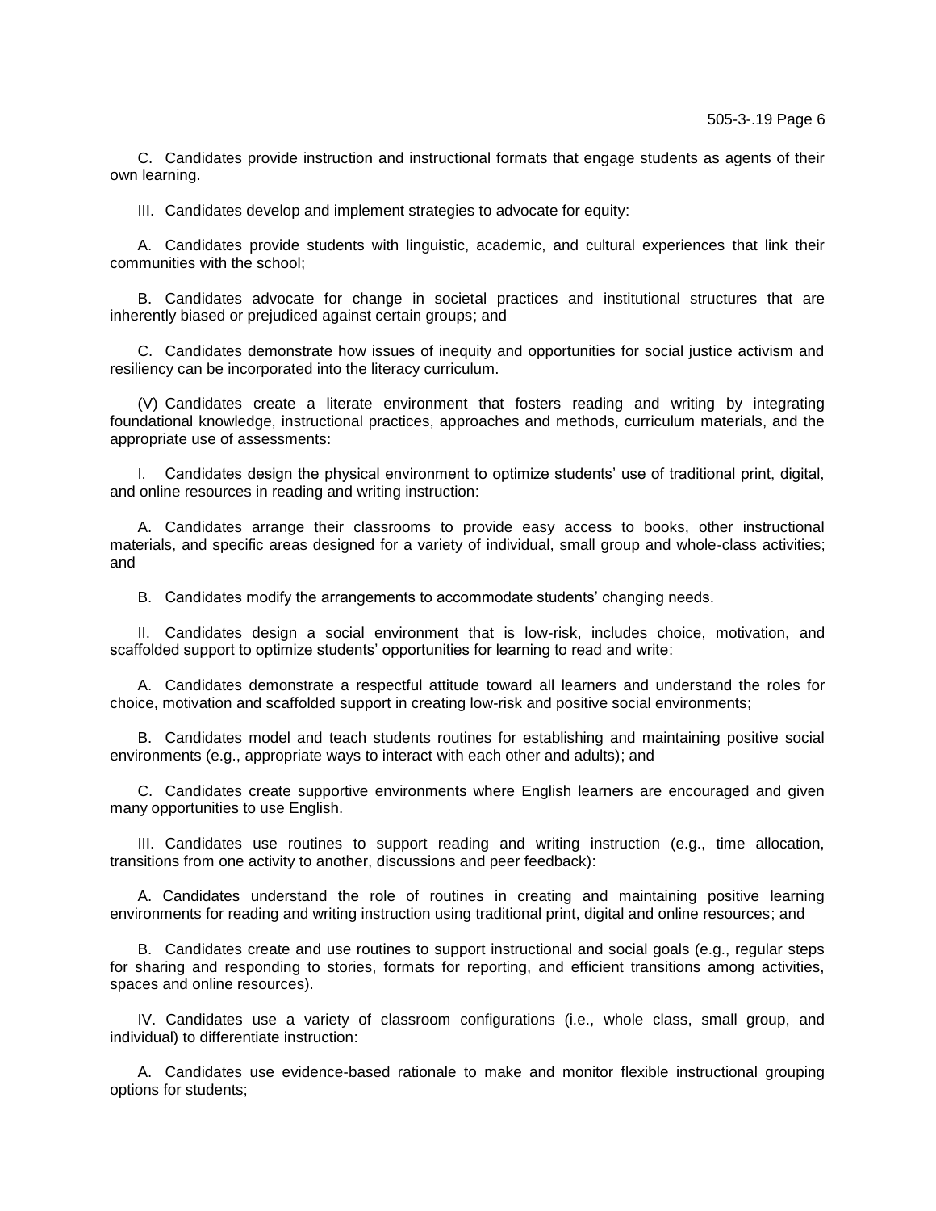C. Candidates provide instruction and instructional formats that engage students as agents of their own learning.

III. Candidates develop and implement strategies to advocate for equity:

A. Candidates provide students with linguistic, academic, and cultural experiences that link their communities with the school;

B. Candidates advocate for change in societal practices and institutional structures that are inherently biased or prejudiced against certain groups; and

C. Candidates demonstrate how issues of inequity and opportunities for social justice activism and resiliency can be incorporated into the literacy curriculum.

(V) Candidates create a literate environment that fosters reading and writing by integrating foundational knowledge, instructional practices, approaches and methods, curriculum materials, and the appropriate use of assessments:

I. Candidates design the physical environment to optimize students' use of traditional print, digital, and online resources in reading and writing instruction:

A. Candidates arrange their classrooms to provide easy access to books, other instructional materials, and specific areas designed for a variety of individual, small group and whole-class activities; and

B. Candidates modify the arrangements to accommodate students' changing needs.

II. Candidates design a social environment that is low-risk, includes choice, motivation, and scaffolded support to optimize students' opportunities for learning to read and write:

A. Candidates demonstrate a respectful attitude toward all learners and understand the roles for choice, motivation and scaffolded support in creating low-risk and positive social environments;

B. Candidates model and teach students routines for establishing and maintaining positive social environments (e.g., appropriate ways to interact with each other and adults); and

C. Candidates create supportive environments where English learners are encouraged and given many opportunities to use English.

III. Candidates use routines to support reading and writing instruction (e.g., time allocation, transitions from one activity to another, discussions and peer feedback):

A. Candidates understand the role of routines in creating and maintaining positive learning environments for reading and writing instruction using traditional print, digital and online resources; and

B. Candidates create and use routines to support instructional and social goals (e.g., regular steps for sharing and responding to stories, formats for reporting, and efficient transitions among activities, spaces and online resources).

IV. Candidates use a variety of classroom configurations (i.e., whole class, small group, and individual) to differentiate instruction:

A. Candidates use evidence-based rationale to make and monitor flexible instructional grouping options for students;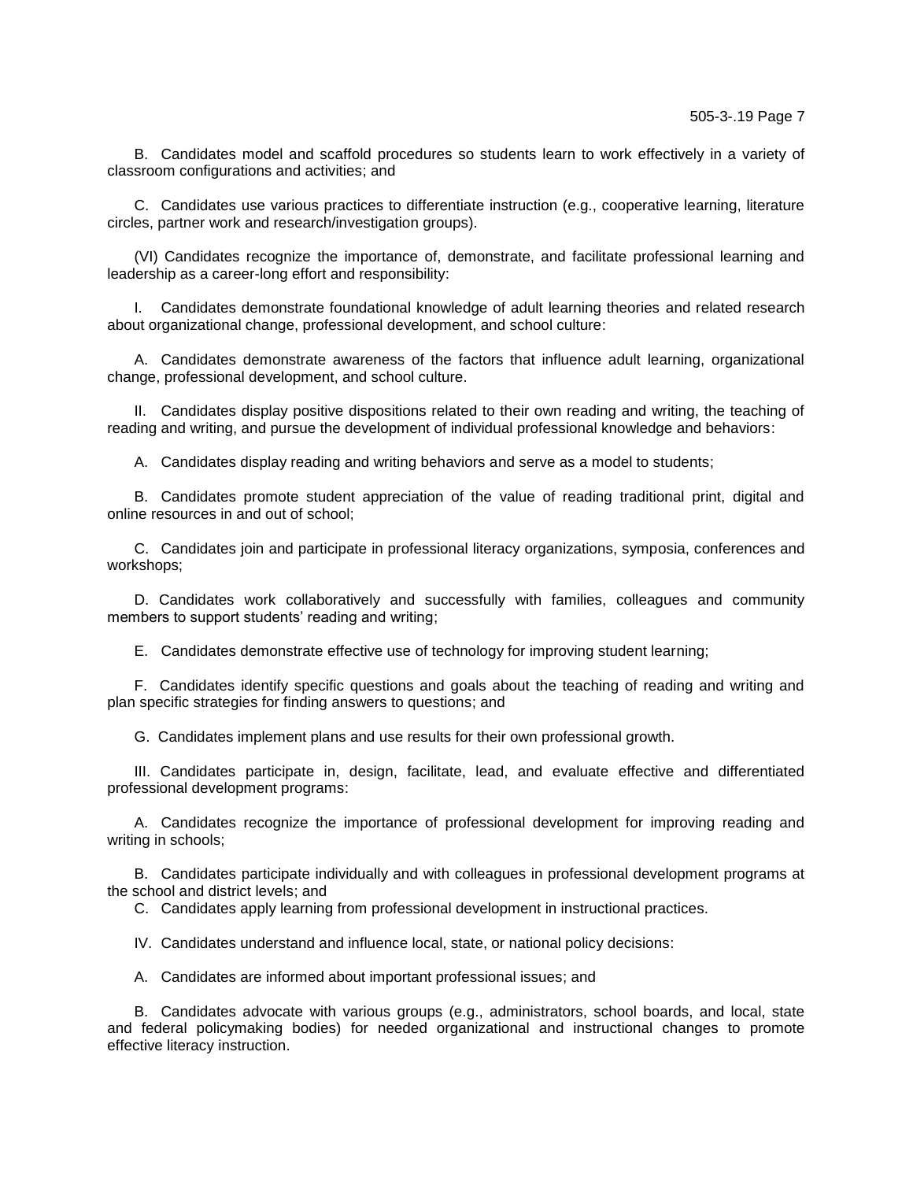B. Candidates model and scaffold procedures so students learn to work effectively in a variety of classroom configurations and activities; and

C. Candidates use various practices to differentiate instruction (e.g., cooperative learning, literature circles, partner work and research/investigation groups).

(VI) Candidates recognize the importance of, demonstrate, and facilitate professional learning and leadership as a career-long effort and responsibility:

I. Candidates demonstrate foundational knowledge of adult learning theories and related research about organizational change, professional development, and school culture:

A. Candidates demonstrate awareness of the factors that influence adult learning, organizational change, professional development, and school culture.

II. Candidates display positive dispositions related to their own reading and writing, the teaching of reading and writing, and pursue the development of individual professional knowledge and behaviors:

A. Candidates display reading and writing behaviors and serve as a model to students;

B. Candidates promote student appreciation of the value of reading traditional print, digital and online resources in and out of school;

C. Candidates join and participate in professional literacy organizations, symposia, conferences and workshops;

D. Candidates work collaboratively and successfully with families, colleagues and community members to support students' reading and writing;

E. Candidates demonstrate effective use of technology for improving student learning;

F. Candidates identify specific questions and goals about the teaching of reading and writing and plan specific strategies for finding answers to questions; and

G. Candidates implement plans and use results for their own professional growth.

III. Candidates participate in, design, facilitate, lead, and evaluate effective and differentiated professional development programs:

A. Candidates recognize the importance of professional development for improving reading and writing in schools;

B. Candidates participate individually and with colleagues in professional development programs at the school and district levels; and

C. Candidates apply learning from professional development in instructional practices.

IV. Candidates understand and influence local, state, or national policy decisions:

A. Candidates are informed about important professional issues; and

B. Candidates advocate with various groups (e.g., administrators, school boards, and local, state and federal policymaking bodies) for needed organizational and instructional changes to promote effective literacy instruction.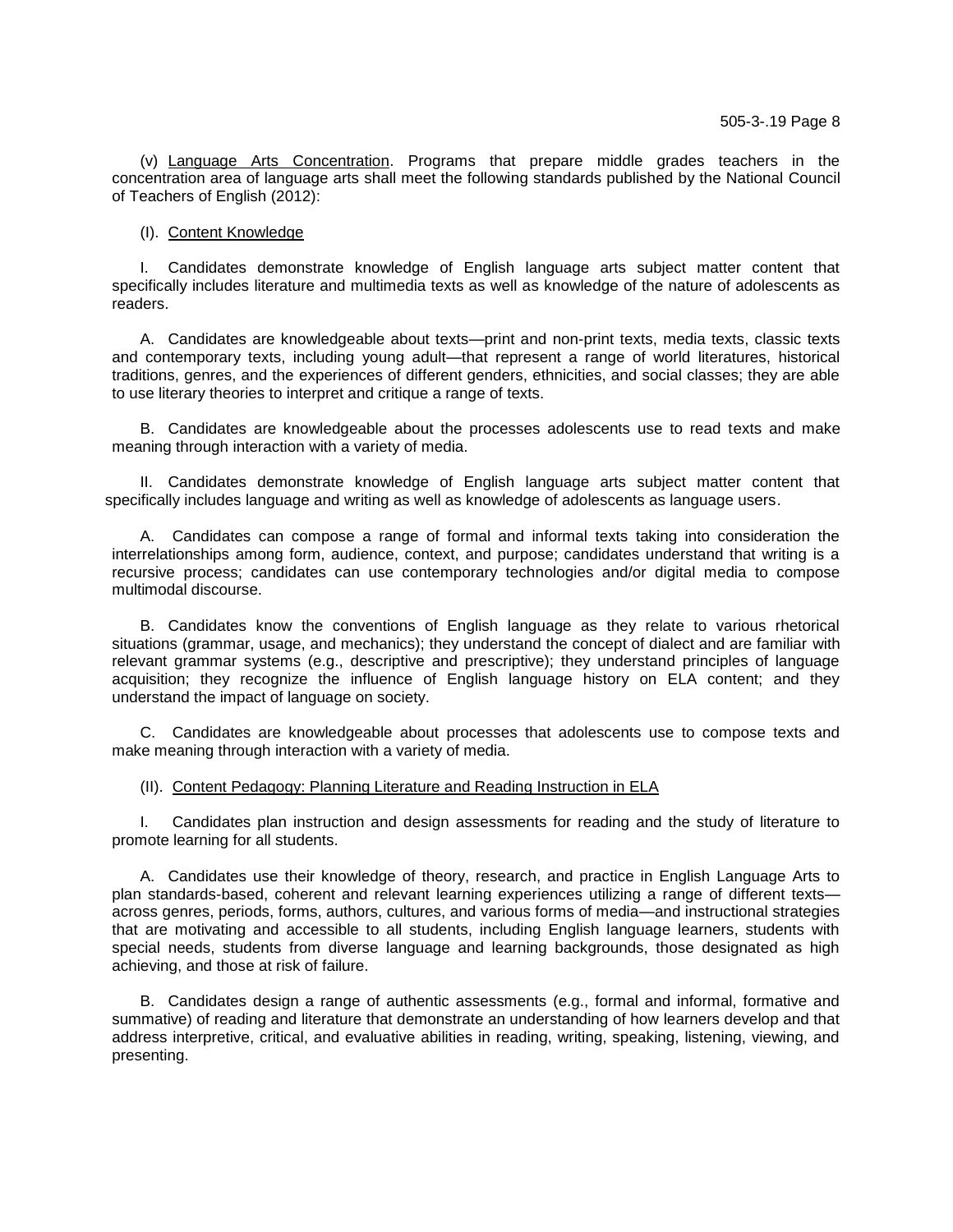(v) <u>Language Arts Concentration</u>. Programs that prepare middle grades teachers in the concentration area of language arts shall meet the following standards published by the National Council of Teachers of English (2012):

(I). <u>Content Knowledge</u>

I. Candidates demonstrate knowledge of English language arts subject matter content that specifically includes literature and multimedia texts as well as knowledge of the nature of adolescents as readers.

A. Candidates are knowledgeable about texts—print and non-print texts, media texts, classic texts and contemporary texts, including young adult—that represent a range of world literatures, historical traditions, genres, and the experiences of different genders, ethnicities, and social classes; they are able to use literary theories to interpret and critique a range of texts.

B. Candidates are knowledgeable about the processes adolescents use to read texts and make meaning through interaction with a variety of media.

II. Candidates demonstrate knowledge of English language arts subject matter content that specifically includes language and writing as well as knowledge of adolescents as language users.

A. Candidates can compose a range of formal and informal texts taking into consideration the interrelationships among form, audience, context, and purpose; candidates understand that writing is a recursive process; candidates can use contemporary technologies and/or digital media to compose multimodal discourse.

B. Candidates know the conventions of English language as they relate to various rhetorical situations (grammar, usage, and mechanics); they understand the concept of dialect and are familiar with relevant grammar systems (e.g., descriptive and prescriptive); they understand principles of language acquisition; they recognize the influence of English language history on ELA content; and they understand the impact of language on society.

C. Candidates are knowledgeable about processes that adolescents use to compose texts and make meaning through interaction with a variety of media.

(II). <u>Content Pedagogy: Planning Literature and Reading Instruction in ELA</u>

I. Candidates plan instruction and design assessments for reading and the study of literature to promote learning for all students.

A. Candidates use their knowledge of theory, research, and practice in English Language Arts to plan standards-based, coherent and relevant learning experiences utilizing a range of different texts—across genres, periods, forms, authors, cultures, and various forms of media—and instructional strategies that are motivating and accessible to all students, including English language learners, students with special needs, students from diverse language and learning backgrounds, those designated as high achieving, and those at risk of failure.

B. Candidates design a range of authentic assessments (e.g., formal and informal, formative and summative) of reading and literature that demonstrate an understanding of how learners develop and that address interpretive, critical, and evaluative abilities in reading, writing, speaking, listening, viewing, and presenting.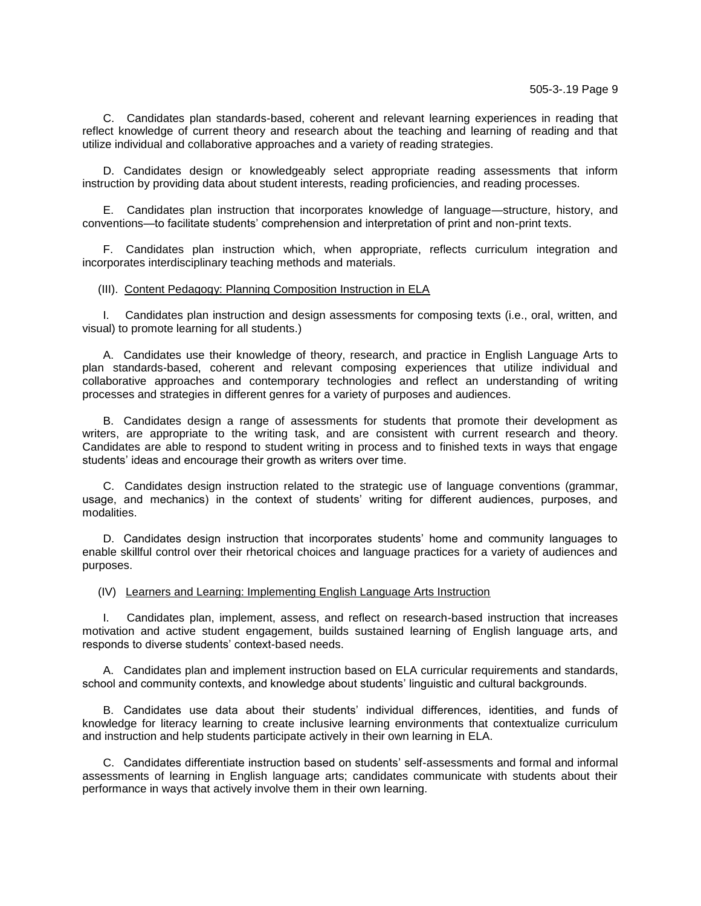C. Candidates plan standards-based, coherent and relevant learning experiences in reading that reflect knowledge of current theory and research about the teaching and learning of reading and that utilize individual and collaborative approaches and a variety of reading strategies.

D. Candidates design or knowledgeably select appropriate reading assessments that inform instruction by providing data about student interests, reading proficiencies, and reading processes.

E. Candidates plan instruction that incorporates knowledge of language—structure, history, and conventions—to facilitate students' comprehension and interpretation of print and non-print texts.

F. Candidates plan instruction which, when appropriate, reflects curriculum integration and incorporates interdisciplinary teaching methods and materials.

(III). Content Pedagogy: Planning Composition Instruction in ELA

I. Candidates plan instruction and design assessments for composing texts (i.e., oral, written, and visual) to promote learning for all students.)

A. Candidates use their knowledge of theory, research, and practice in English Language Arts to plan standards-based, coherent and relevant composing experiences that utilize individual and collaborative approaches and contemporary technologies and reflect an understanding of writing processes and strategies in different genres for a variety of purposes and audiences.

B. Candidates design a range of assessments for students that promote their development as writers, are appropriate to the writing task, and are consistent with current research and theory. Candidates are able to respond to student writing in process and to finished texts in ways that engage students' ideas and encourage their growth as writers over time.

C. Candidates design instruction related to the strategic use of language conventions (grammar, usage, and mechanics) in the context of students' writing for different audiences, purposes, and modalities.

D. Candidates design instruction that incorporates students' home and community languages to enable skillful control over their rhetorical choices and language practices for a variety of audiences and purposes.

(IV) Learners and Learning: Implementing English Language Arts Instruction

I. Candidates plan, implement, assess, and reflect on research-based instruction that increases motivation and active student engagement, builds sustained learning of English language arts, and responds to diverse students' context-based needs.

A. Candidates plan and implement instruction based on ELA curricular requirements and standards, school and community contexts, and knowledge about students' linguistic and cultural backgrounds.

B. Candidates use data about their students' individual differences, identities, and funds of knowledge for literacy learning to create inclusive learning environments that contextualize curriculum and instruction and help students participate actively in their own learning in ELA.

C. Candidates differentiate instruction based on students' self-assessments and formal and informal assessments of learning in English language arts; candidates communicate with students about their performance in ways that actively involve them in their own learning.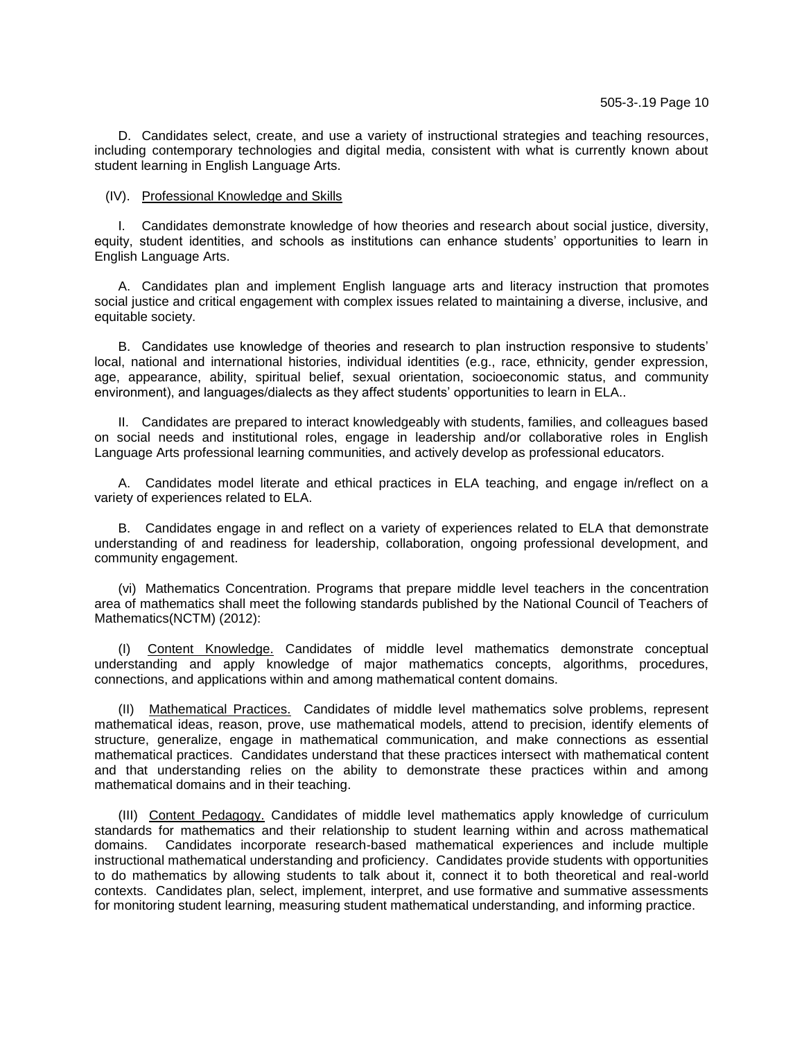D. Candidates select, create, and use a variety of instructional strategies and teaching resources, including contemporary technologies and digital media, consistent with what is currently known about student learning in English Language Arts.

(IV). Professional Knowledge and Skills

I. Candidates demonstrate knowledge of how theories and research about social justice, diversity, equity, student identities, and schools as institutions can enhance students' opportunities to learn in English Language Arts.

A. Candidates plan and implement English language arts and literacy instruction that promotes social justice and critical engagement with complex issues related to maintaining a diverse, inclusive, and equitable society.

B. Candidates use knowledge of theories and research to plan instruction responsive to students' local, national and international histories, individual identities (e.g., race, ethnicity, gender expression, age, appearance, ability, spiritual belief, sexual orientation, socioeconomic status, and community environment), and languages/dialects as they affect students' opportunities to learn in ELA..

II. Candidates are prepared to interact knowledgeably with students, families, and colleagues based on social needs and institutional roles, engage in leadership and/or collaborative roles in English Language Arts professional learning communities, and actively develop as professional educators.

A. Candidates model literate and ethical practices in ELA teaching, and engage in/reflect on a variety of experiences related to ELA.

B. Candidates engage in and reflect on a variety of experiences related to ELA that demonstrate understanding of and readiness for leadership, collaboration, ongoing professional development, and community engagement.

(vi) Mathematics Concentration. Programs that prepare middle level teachers in the concentration area of mathematics shall meet the following standards published by the National Council of Teachers of Mathematics(NCTM) (2012):

(I) Content Knowledge. Candidates of middle level mathematics demonstrate conceptual understanding and apply knowledge of major mathematics concepts, algorithms, procedures, connections, and applications within and among mathematical content domains.

(II) Mathematical Practices. Candidates of middle level mathematics solve problems, represent mathematical ideas, reason, prove, use mathematical models, attend to precision, identify elements of structure, generalize, engage in mathematical communication, and make connections as essential mathematical practices. Candidates understand that these practices intersect with mathematical content and that understanding relies on the ability to demonstrate these practices within and among mathematical domains and in their teaching.

(III) Content Pedagogy. Candidates of middle level mathematics apply knowledge of curriculum standards for mathematics and their relationship to student learning within and across mathematical domains. Candidates incorporate research-based mathematical experiences and include multiple instructional mathematical understanding and proficiency. Candidates provide students with opportunities to do mathematics by allowing students to talk about it, connect it to both theoretical and real-world contexts. Candidates plan, select, implement, interpret, and use formative and summative assessments for monitoring student learning, measuring student mathematical understanding, and informing practice.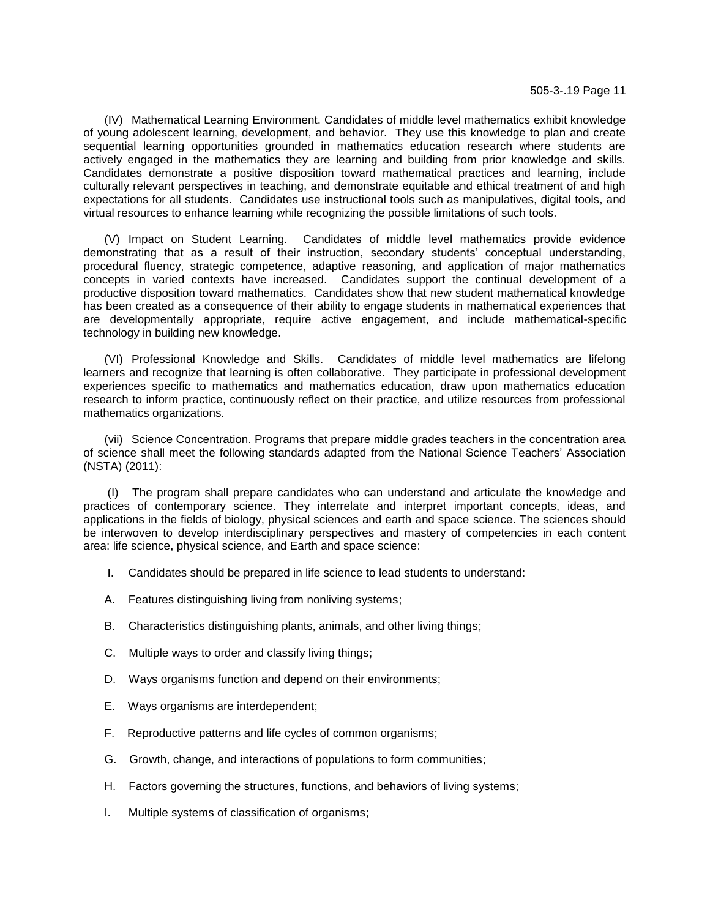(IV) Mathematical Learning Environment. Candidates of middle level mathematics exhibit knowledge of young adolescent learning, development, and behavior. They use this knowledge to plan and create sequential learning opportunities grounded in mathematics education research where students are actively engaged in the mathematics they are learning and building from prior knowledge and skills. Candidates demonstrate a positive disposition toward mathematical practices and learning, include culturally relevant perspectives in teaching, and demonstrate equitable and ethical treatment of and high expectations for all students. Candidates use instructional tools such as manipulatives, digital tools, and virtual resources to enhance learning while recognizing the possible limitations of such tools.

(V) Impact on Student Learning. Candidates of middle level mathematics provide evidence demonstrating that as a result of their instruction, secondary students' conceptual understanding, procedural fluency, strategic competence, adaptive reasoning, and application of major mathematics concepts in varied contexts have increased. Candidates support the continual development of a productive disposition toward mathematics. Candidates show that new student mathematical knowledge has been created as a consequence of their ability to engage students in mathematical experiences that are developmentally appropriate, require active engagement, and include mathematical-specific technology in building new knowledge.

(VI) Professional Knowledge and Skills. Candidates of middle level mathematics are lifelong learners and recognize that learning is often collaborative. They participate in professional development experiences specific to mathematics and mathematics education, draw upon mathematics education research to inform practice, continuously reflect on their practice, and utilize resources from professional mathematics organizations.

(vii) Science Concentration. Programs that prepare middle grades teachers in the concentration area of science shall meet the following standards adapted from the National Science Teachers' Association (NSTA) (2011):

(I) The program shall prepare candidates who can understand and articulate the knowledge and practices of contemporary science. They interrelate and interpret important concepts, ideas, and applications in the fields of biology, physical sciences and earth and space science. The sciences should be interwoven to develop interdisciplinary perspectives and mastery of competencies in each content area: life science, physical science, and Earth and space science:

I. Candidates should be prepared in life science to lead students to understand:

A. Features distinguishing living from nonliving systems;

B. Characteristics distinguishing plants, animals, and other living things;

C. Multiple ways to order and classify living things;

D. Ways organisms function and depend on their environments;

E. Ways organisms are interdependent;

F. Reproductive patterns and life cycles of common organisms;

G. Growth, change, and interactions of populations to form communities;

H. Factors governing the structures, functions, and behaviors of living systems;

I. Multiple systems of classification of organisms;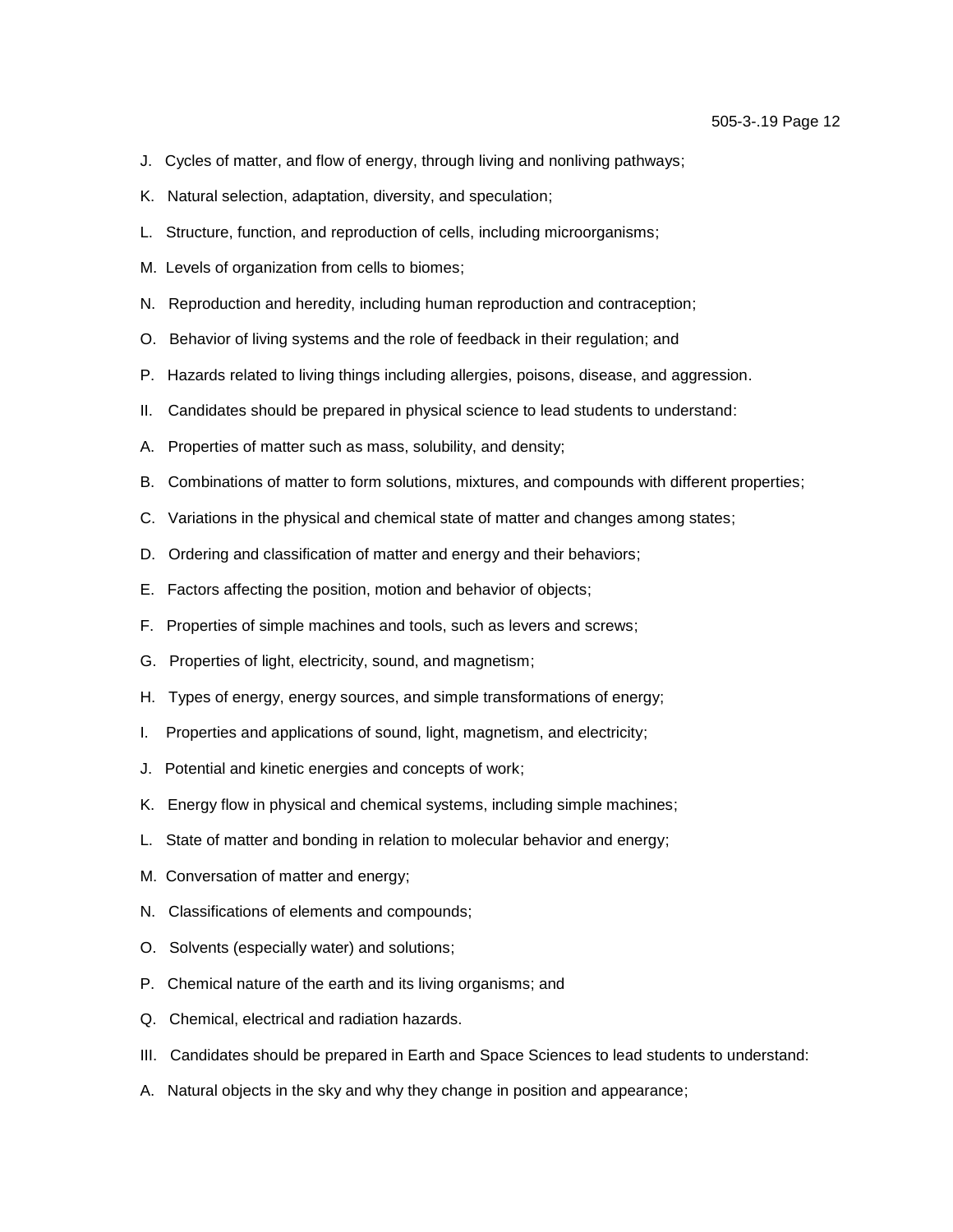J. Cycles of matter, and flow of energy, through living and nonliving pathways;

K. Natural selection, adaptation, diversity, and speculation;

L. Structure, function, and reproduction of cells, including microorganisms;

M. Levels of organization from cells to biomes;

N. Reproduction and heredity, including human reproduction and contraception;

O. Behavior of living systems and the role of feedback in their regulation; and

P. Hazards related to living things including allergies, poisons, disease, and aggression.

II. Candidates should be prepared in physical science to lead students to understand:

A. Properties of matter such as mass, solubility, and density;

B. Combinations of matter to form solutions, mixtures, and compounds with different properties;

C. Variations in the physical and chemical state of matter and changes among states;

D. Ordering and classification of matter and energy and their behaviors;

E. Factors affecting the position, motion and behavior of objects;

F. Properties of simple machines and tools, such as levers and screws;

G. Properties of light, electricity, sound, and magnetism;

H. Types of energy, energy sources, and simple transformations of energy;

I. Properties and applications of sound, light, magnetism, and electricity;

J. Potential and kinetic energies and concepts of work;

K. Energy flow in physical and chemical systems, including simple machines;

L. State of matter and bonding in relation to molecular behavior and energy;

M. Conversation of matter and energy;

N. Classifications of elements and compounds;

O. Solvents (especially water) and solutions;

P. Chemical nature of the earth and its living organisms; and

Q. Chemical, electrical and radiation hazards.

III. Candidates should be prepared in Earth and Space Sciences to lead students to understand:

A. Natural objects in the sky and why they change in position and appearance;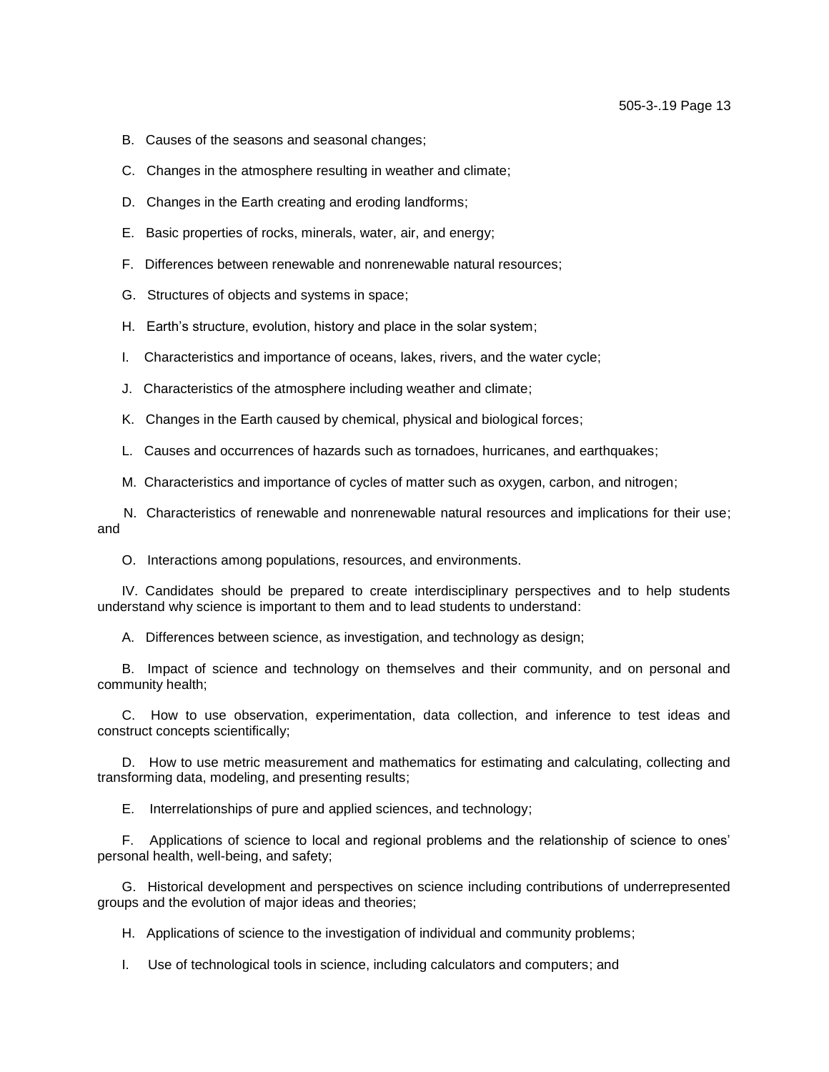B. Causes of the seasons and seasonal changes;

C. Changes in the atmosphere resulting in weather and climate;

D. Changes in the Earth creating and eroding landforms;

E. Basic properties of rocks, minerals, water, air, and energy;

F. Differences between renewable and nonrenewable natural resources;

G. Structures of objects and systems in space;

H. Earth's structure, evolution, history and place in the solar system;

I. Characteristics and importance of oceans, lakes, rivers, and the water cycle;

J. Characteristics of the atmosphere including weather and climate;

K. Changes in the Earth caused by chemical, physical and biological forces;

L. Causes and occurrences of hazards such as tornadoes, hurricanes, and earthquakes;

M. Characteristics and importance of cycles of matter such as oxygen, carbon, and nitrogen;

N. Characteristics of renewable and nonrenewable natural resources and implications for their use; and

O. Interactions among populations, resources, and environments.

IV. Candidates should be prepared to create interdisciplinary perspectives and to help students understand why science is important to them and to lead students to understand:

A. Differences between science, as investigation, and technology as design;

B. Impact of science and technology on themselves and their community, and on personal and community health;

C. How to use observation, experimentation, data collection, and inference to test ideas and construct concepts scientifically;

D. How to use metric measurement and mathematics for estimating and calculating, collecting and transforming data, modeling, and presenting results;

E. Interrelationships of pure and applied sciences, and technology;

F. Applications of science to local and regional problems and the relationship of science to ones' personal health, well-being, and safety;

G. Historical development and perspectives on science including contributions of underrepresented groups and the evolution of major ideas and theories;

H. Applications of science to the investigation of individual and community problems;

I. Use of technological tools in science, including calculators and computers; and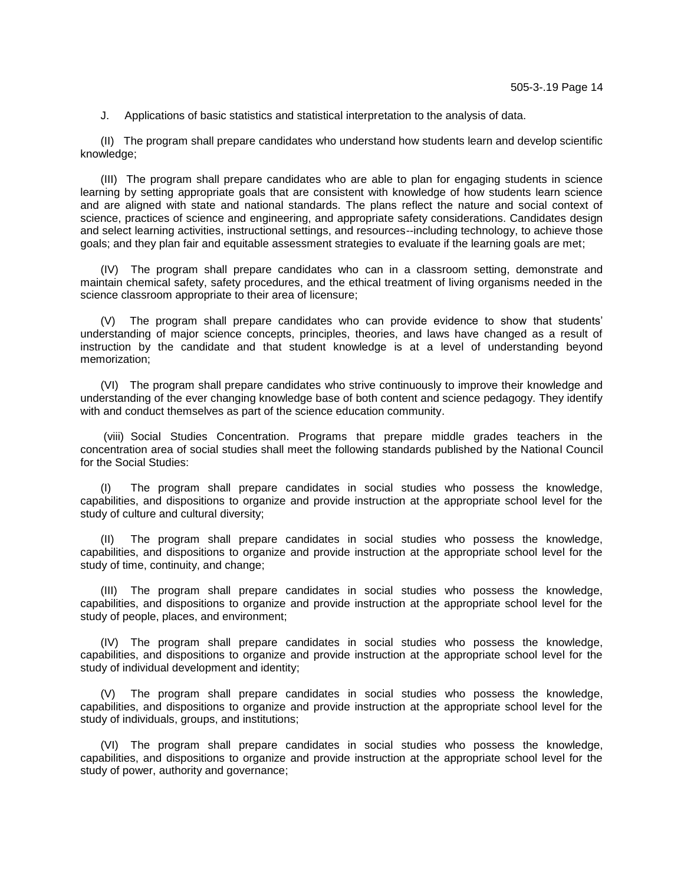J. Applications of basic statistics and statistical interpretation to the analysis of data.

(II) The program shall prepare candidates who understand how students learn and develop scientific knowledge;

(III) The program shall prepare candidates who are able to plan for engaging students in science learning by setting appropriate goals that are consistent with knowledge of how students learn science and are aligned with state and national standards. The plans reflect the nature and social context of science, practices of science and engineering, and appropriate safety considerations. Candidates design and select learning activities, instructional settings, and resources--including technology, to achieve those goals; and they plan fair and equitable assessment strategies to evaluate if the learning goals are met;

(IV) The program shall prepare candidates who can in a classroom setting, demonstrate and maintain chemical safety, safety procedures, and the ethical treatment of living organisms needed in the science classroom appropriate to their area of licensure;

(V) The program shall prepare candidates who can provide evidence to show that students' understanding of major science concepts, principles, theories, and laws have changed as a result of instruction by the candidate and that student knowledge is at a level of understanding beyond memorization;

(VI) The program shall prepare candidates who strive continuously to improve their knowledge and understanding of the ever changing knowledge base of both content and science pedagogy. They identify with and conduct themselves as part of the science education community.

(viii) Social Studies Concentration. Programs that prepare middle grades teachers in the concentration area of social studies shall meet the following standards published by the National Council for the Social Studies:

(I) The program shall prepare candidates in social studies who possess the knowledge, capabilities, and dispositions to organize and provide instruction at the appropriate school level for the study of culture and cultural diversity;

(II) The program shall prepare candidates in social studies who possess the knowledge, capabilities, and dispositions to organize and provide instruction at the appropriate school level for the study of time, continuity, and change;

(III) The program shall prepare candidates in social studies who possess the knowledge, capabilities, and dispositions to organize and provide instruction at the appropriate school level for the study of people, places, and environment;

(IV) The program shall prepare candidates in social studies who possess the knowledge, capabilities, and dispositions to organize and provide instruction at the appropriate school level for the study of individual development and identity;

(V) The program shall prepare candidates in social studies who possess the knowledge, capabilities, and dispositions to organize and provide instruction at the appropriate school level for the study of individuals, groups, and institutions;

(VI) The program shall prepare candidates in social studies who possess the knowledge, capabilities, and dispositions to organize and provide instruction at the appropriate school level for the study of power, authority and governance;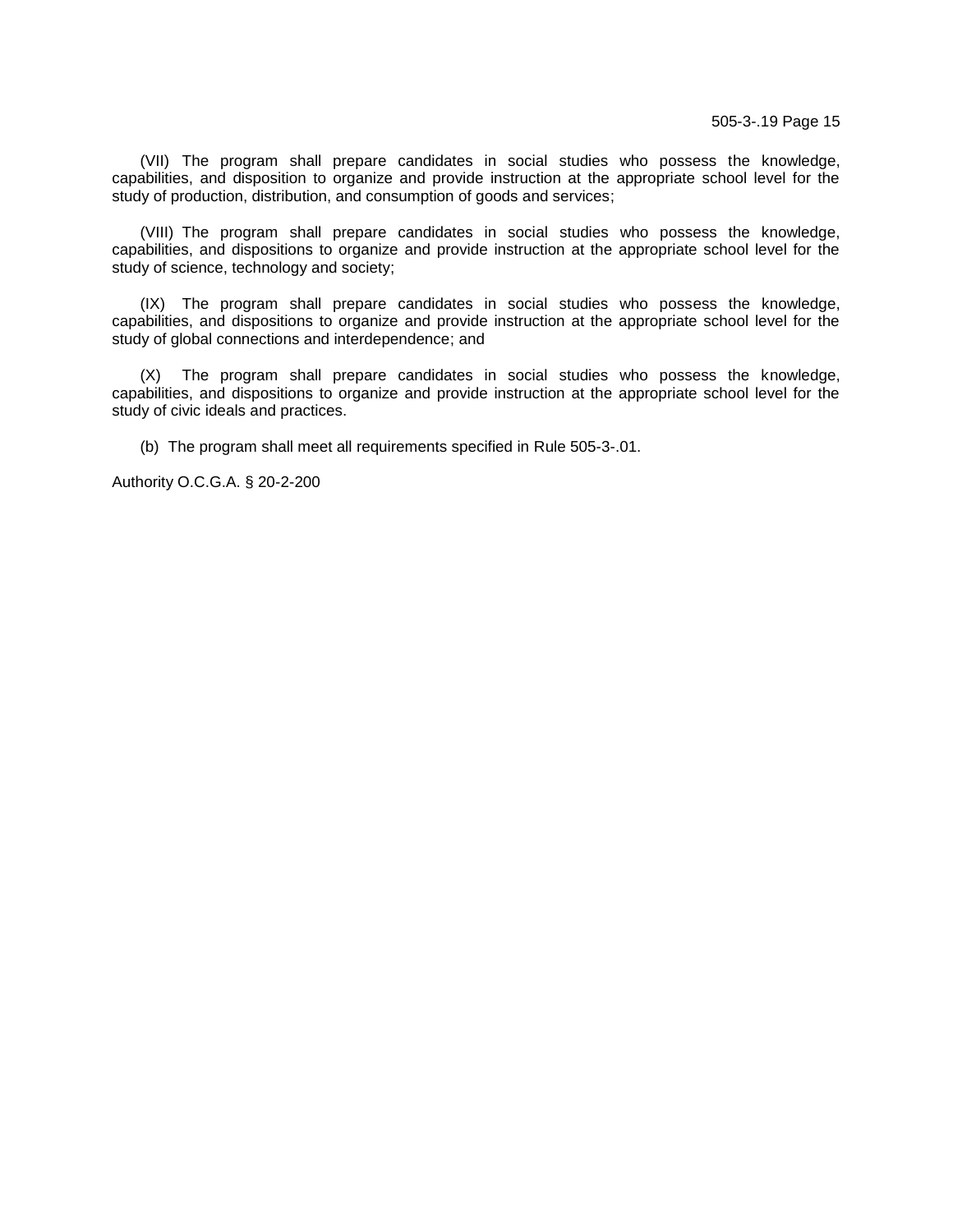(VII) The program shall prepare candidates in social studies who possess the knowledge, capabilities, and disposition to organize and provide instruction at the appropriate school level for the study of production, distribution, and consumption of goods and services;

(VIII) The program shall prepare candidates in social studies who possess the knowledge, capabilities, and dispositions to organize and provide instruction at the appropriate school level for the study of science, technology and society;

(IX) The program shall prepare candidates in social studies who possess the knowledge, capabilities, and dispositions to organize and provide instruction at the appropriate school level for the study of global connections and interdependence; and

(X) The program shall prepare candidates in social studies who possess the knowledge, capabilities, and dispositions to organize and provide instruction at the appropriate school level for the study of civic ideals and practices.

(b) The program shall meet all requirements specified in Rule 505-3-.01.

Authority O.C.G.A. § 20-2-200